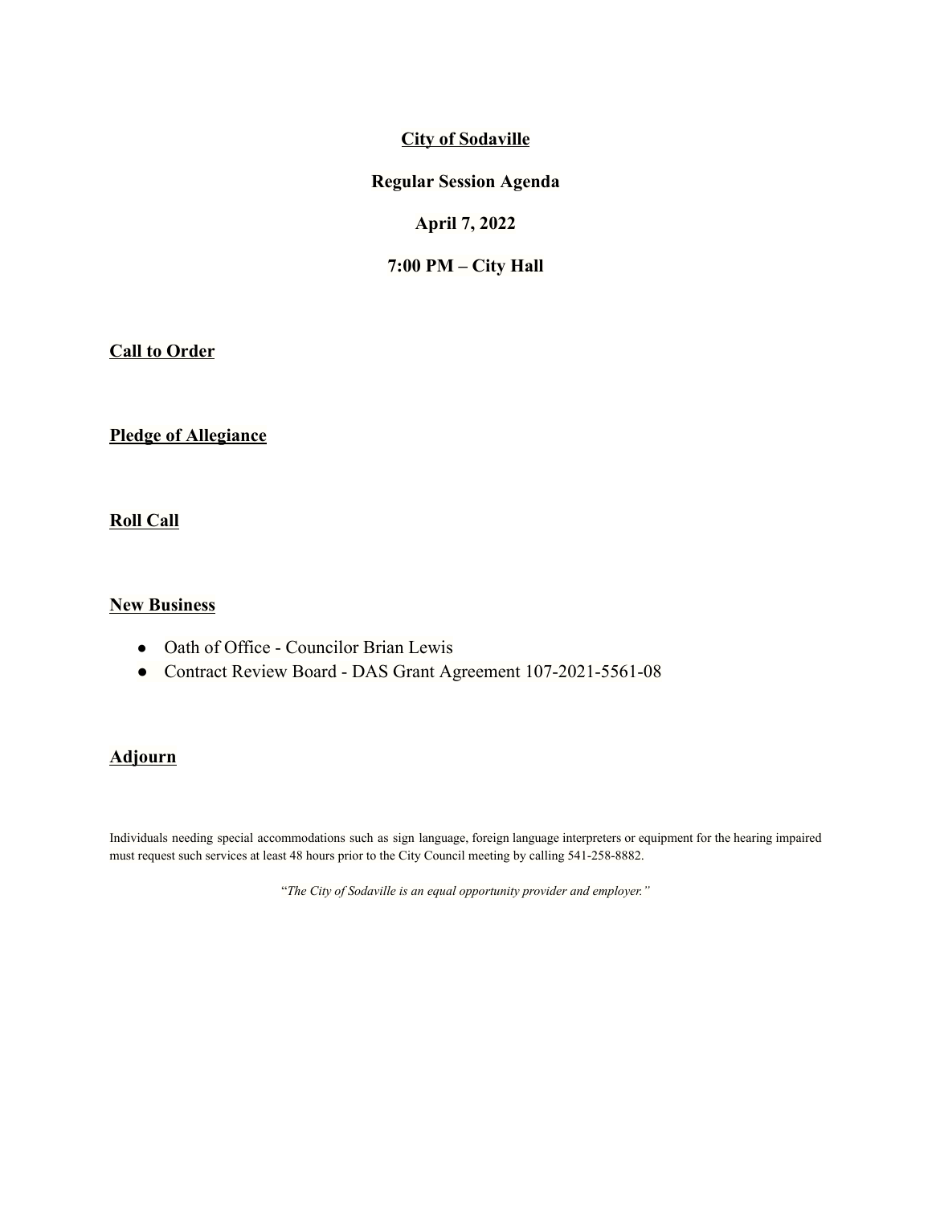# City of Sodaville

## Regular Session Agenda

## April 7, 2022

## 7:00 PM – City Hall

### Call to Order

### Pledge of Allegiance

### Roll Call

### New Business

- Oath of Office - Councilor Brian Lewis
- Contract Review Board - DAS Grant Agreement 107-2021-5561-08

### Adjourn

Individuals needing special accommodations such as sign language, foreign language interpreters or equipment for the hearing impaired must request such services at least 48 hours prior to the City Council meeting by calling 541-258-8882.

"*The City of Sodaville is an equal opportunity provider and employer.*"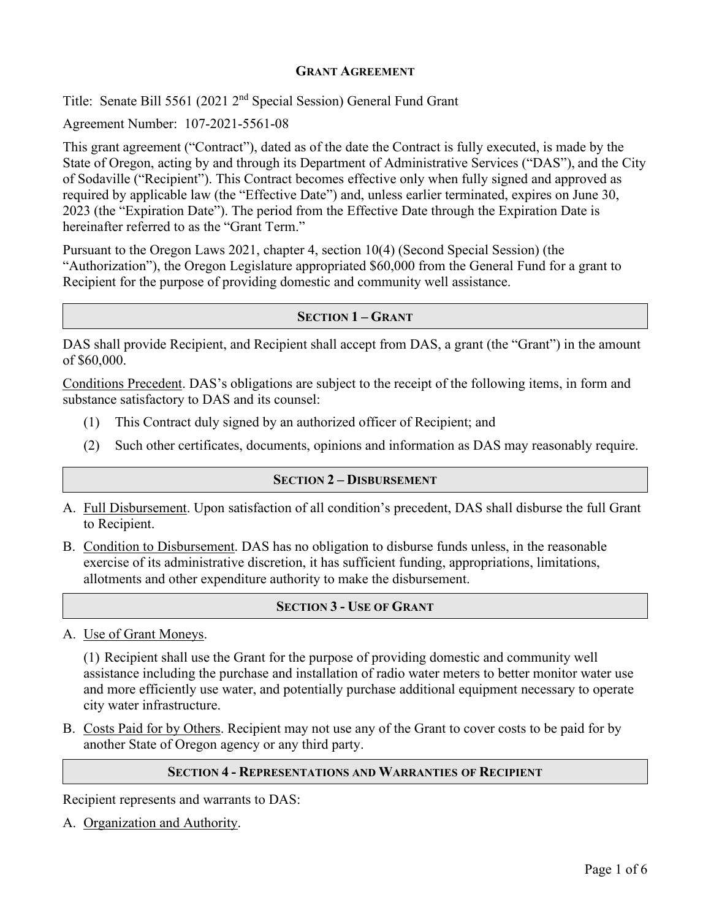**GRANT AGREEMENT**

Title: Senate Bill 5561 (2021 2nd Special Session) General Fund Grant

Agreement Number: 107-2021-5561-08

This grant agreement ("Contract"), dated as of the date the Contract is fully executed, is made by the State of Oregon, acting by and through its Department of Administrative Services ("DAS"), and the City of Sodaville ("Recipient"). This Contract becomes effective only when fully signed and approved as required by applicable law (the "Effective Date") and, unless earlier terminated, expires on June 30, 2023 (the "Expiration Date"). The period from the Effective Date through the Expiration Date is hereinafter referred to as the "Grant Term."

Pursuant to the Oregon Laws 2021, chapter 4, section 10(4) (Second Special Session) (the "Authorization"), the Oregon Legislature appropriated $60,000 from the General Fund for a grant to Recipient for the purpose of providing domestic and community well assistance.

## SECTION 1 – GRANT

DAS shall provide Recipient, and Recipient shall accept from DAS, a grant (the "Grant") in the amount of $60,000.

Conditions Precedent. DAS's obligations are subject to the receipt of the following items, in form and substance satisfactory to DAS and its counsel:

(1) This Contract duly signed by an authorized officer of Recipient; and

(2) Such other certificates, documents, opinions and information as DAS may reasonably require.

## SECTION 2 – DISBURSEMENT

A. Full Disbursement. Upon satisfaction of all condition's precedent, DAS shall disburse the full Grant to Recipient.

B. Condition to Disbursement. DAS has no obligation to disburse funds unless, in the reasonable exercise of its administrative discretion, it has sufficient funding, appropriations, limitations, allotments and other expenditure authority to make the disbursement.

## SECTION 3 - USE OF GRANT

A. Use of Grant Moneys.

(1) Recipient shall use the Grant for the purpose of providing domestic and community well assistance including the purchase and installation of radio water meters to better monitor water use and more efficiently use water, and potentially purchase additional equipment necessary to operate city water infrastructure.

B. Costs Paid for by Others. Recipient may not use any of the Grant to cover costs to be paid for by another State of Oregon agency or any third party.

## SECTION 4 - REPRESENTATIONS AND WARRANTIES OF RECIPIENT

Recipient represents and warrants to DAS:

A. Organization and Authority.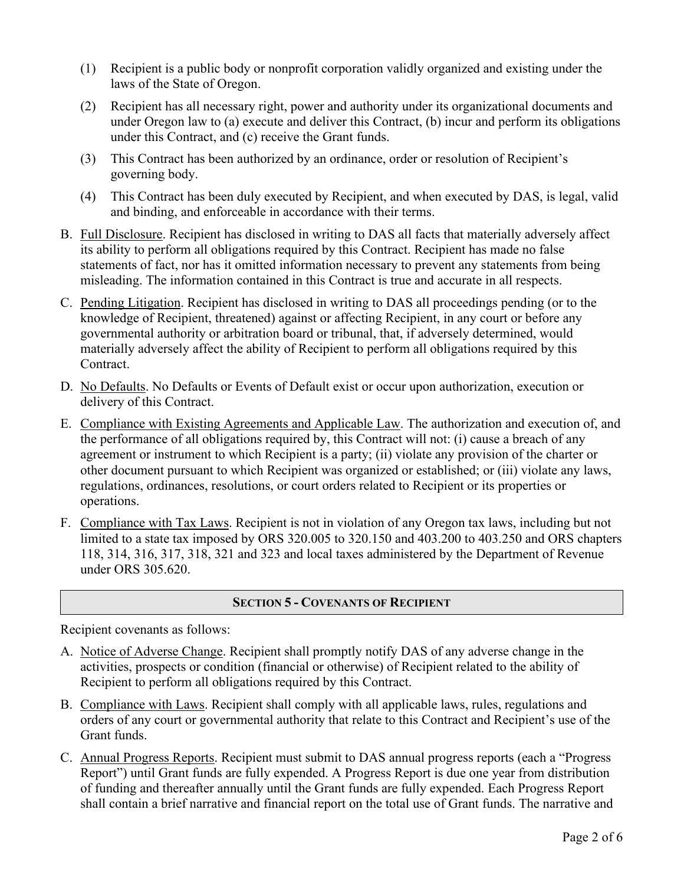(1) Recipient is a public body or nonprofit corporation validly organized and existing under the laws of the State of Oregon.

(2) Recipient has all necessary right, power and authority under its organizational documents and under Oregon law to (a) execute and deliver this Contract, (b) incur and perform its obligations under this Contract, and (c) receive the Grant funds.

(3) This Contract has been authorized by an ordinance, order or resolution of Recipient's governing body.

(4) This Contract has been duly executed by Recipient, and when executed by DAS, is legal, valid and binding, and enforceable in accordance with their terms.

B. Full Disclosure. Recipient has disclosed in writing to DAS all facts that materially adversely affect its ability to perform all obligations required by this Contract. Recipient has made no false statements of fact, nor has it omitted information necessary to prevent any statements from being misleading. The information contained in this Contract is true and accurate in all respects.

C. Pending Litigation. Recipient has disclosed in writing to DAS all proceedings pending (or to the knowledge of Recipient, threatened) against or affecting Recipient, in any court or before any governmental authority or arbitration board or tribunal, that, if adversely determined, would materially adversely affect the ability of Recipient to perform all obligations required by this Contract.

D. No Defaults. No Defaults or Events of Default exist or occur upon authorization, execution or delivery of this Contract.

E. Compliance with Existing Agreements and Applicable Law. The authorization and execution of, and the performance of all obligations required by, this Contract will not: (i) cause a breach of any agreement or instrument to which Recipient is a party; (ii) violate any provision of the charter or other document pursuant to which Recipient was organized or established; or (iii) violate any laws, regulations, ordinances, resolutions, or court orders related to Recipient or its properties or operations.

F. Compliance with Tax Laws. Recipient is not in violation of any Oregon tax laws, including but not limited to a state tax imposed by ORS 320.005 to 320.150 and 403.200 to 403.250 and ORS chapters 118, 314, 316, 317, 318, 321 and 323 and local taxes administered by the Department of Revenue under ORS 305.620.

## SECTION 5 - COVENANTS OF RECIPIENT

Recipient covenants as follows:

A. Notice of Adverse Change. Recipient shall promptly notify DAS of any adverse change in the activities, prospects or condition (financial or otherwise) of Recipient related to the ability of Recipient to perform all obligations required by this Contract.

B. Compliance with Laws. Recipient shall comply with all applicable laws, rules, regulations and orders of any court or governmental authority that relate to this Contract and Recipient's use of the Grant funds.

C. Annual Progress Reports. Recipient must submit to DAS annual progress reports (each a "Progress Report") until Grant funds are fully expended. A Progress Report is due one year from distribution of funding and thereafter annually until the Grant funds are fully expended. Each Progress Report shall contain a brief narrative and financial report on the total use of Grant funds. The narrative and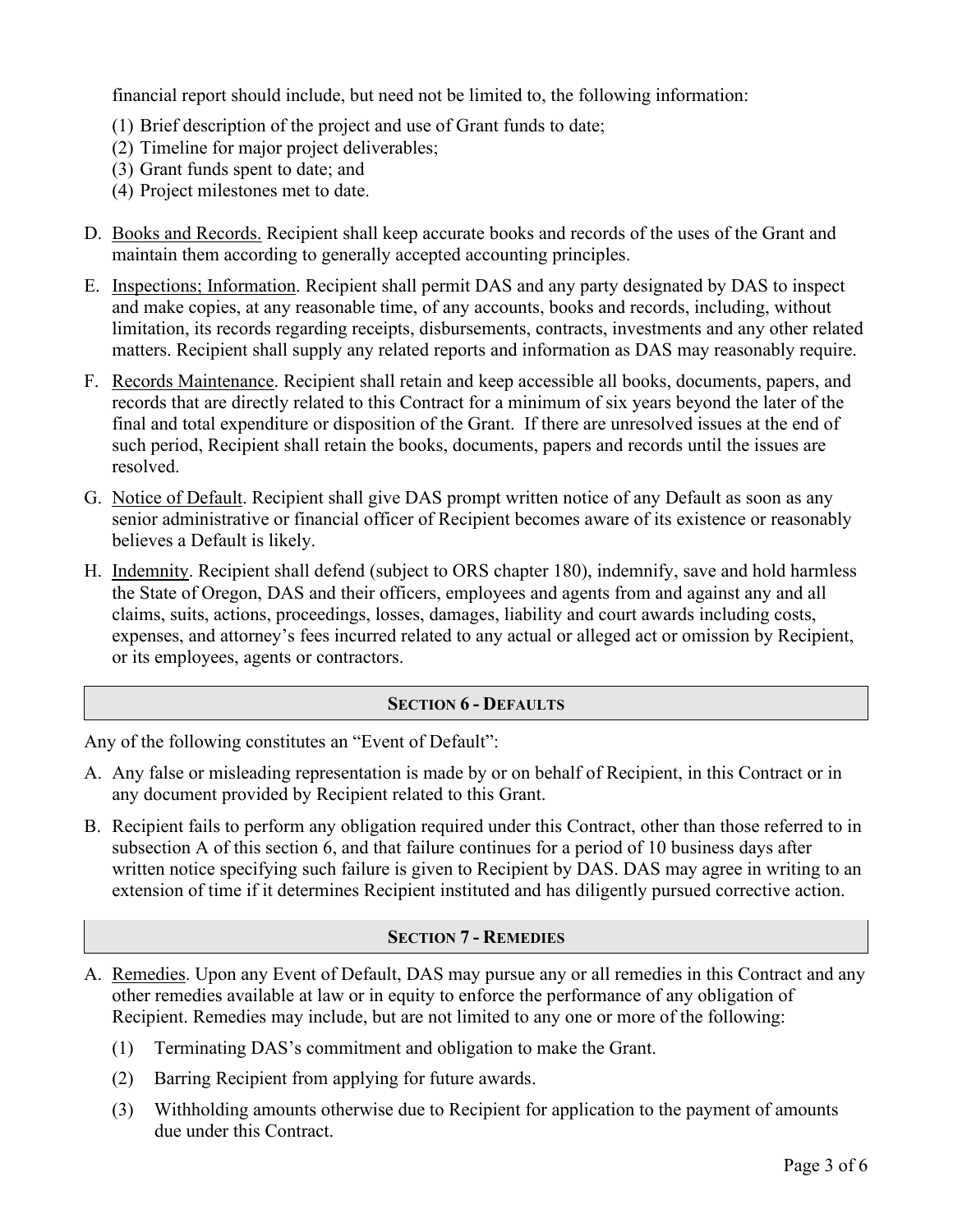financial report should include, but need not be limited to, the following information:

(1) Brief description of the project and use of Grant funds to date;
(2) Timeline for major project deliverables;
(3) Grant funds spent to date; and
(4) Project milestones met to date.

D. Books and Records. Recipient shall keep accurate books and records of the uses of the Grant and maintain them according to generally accepted accounting principles.

E. Inspections; Information. Recipient shall permit DAS and any party designated by DAS to inspect and make copies, at any reasonable time, of any accounts, books and records, including, without limitation, its records regarding receipts, disbursements, contracts, investments and any other related matters. Recipient shall supply any related reports and information as DAS may reasonably require.

F. Records Maintenance. Recipient shall retain and keep accessible all books, documents, papers, and records that are directly related to this Contract for a minimum of six years beyond the later of the final and total expenditure or disposition of the Grant. If there are unresolved issues at the end of such period, Recipient shall retain the books, documents, papers and records until the issues are resolved.

G. Notice of Default. Recipient shall give DAS prompt written notice of any Default as soon as any senior administrative or financial officer of Recipient becomes aware of its existence or reasonably believes a Default is likely.

H. Indemnity. Recipient shall defend (subject to ORS chapter 180), indemnify, save and hold harmless the State of Oregon, DAS and their officers, employees and agents from and against any and all claims, suits, actions, proceedings, losses, damages, liability and court awards including costs, expenses, and attorney's fees incurred related to any actual or alleged act or omission by Recipient, or its employees, agents or contractors.

## SECTION 6 - DEFAULTS

Any of the following constitutes an "Event of Default":

A. Any false or misleading representation is made by or on behalf of Recipient, in this Contract or in any document provided by Recipient related to this Grant.

B. Recipient fails to perform any obligation required under this Contract, other than those referred to in subsection A of this section 6, and that failure continues for a period of 10 business days after written notice specifying such failure is given to Recipient by DAS. DAS may agree in writing to an extension of time if it determines Recipient instituted and has diligently pursued corrective action.

## SECTION 7 - REMEDIES

A. Remedies. Upon any Event of Default, DAS may pursue any or all remedies in this Contract and any other remedies available at law or in equity to enforce the performance of any obligation of Recipient. Remedies may include, but are not limited to any one or more of the following:

(1) Terminating DAS's commitment and obligation to make the Grant.

(2) Barring Recipient from applying for future awards.

(3) Withholding amounts otherwise due to Recipient for application to the payment of amounts due under this Contract.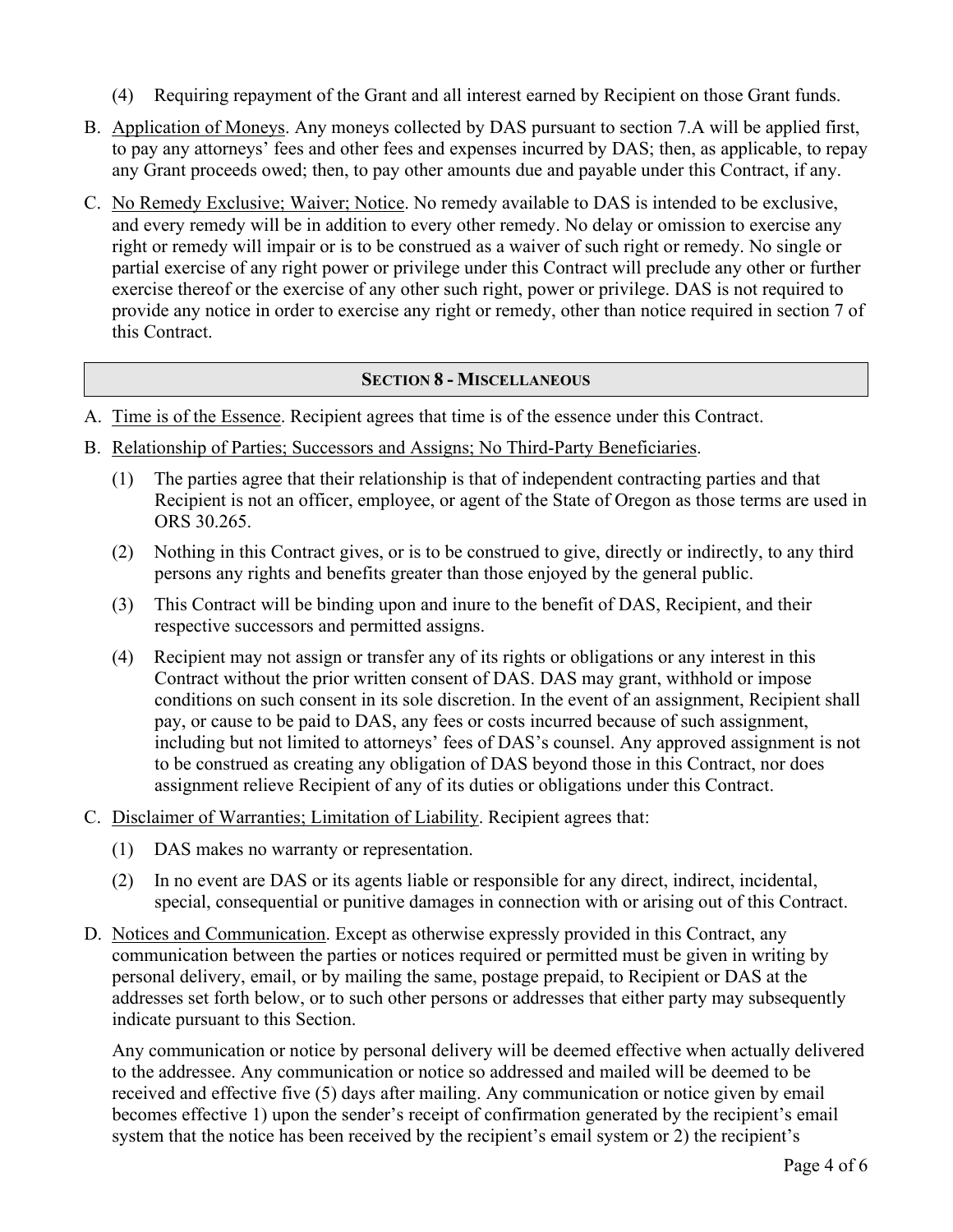(4) Requiring repayment of the Grant and all interest earned by Recipient on those Grant funds.

B. Application of Moneys. Any moneys collected by DAS pursuant to section 7.A will be applied first, to pay any attorneys' fees and other fees and expenses incurred by DAS; then, as applicable, to repay any Grant proceeds owed; then, to pay other amounts due and payable under this Contract, if any.

C. No Remedy Exclusive; Waiver; Notice. No remedy available to DAS is intended to be exclusive, and every remedy will be in addition to every other remedy. No delay or omission to exercise any right or remedy will impair or is to be construed as a waiver of such right or remedy. No single or partial exercise of any right power or privilege under this Contract will preclude any other or further exercise thereof or the exercise of any other such right, power or privilege. DAS is not required to provide any notice in order to exercise any right or remedy, other than notice required in section 7 of this Contract.

## SECTION 8 - MISCELLANEOUS

A. Time is of the Essence. Recipient agrees that time is of the essence under this Contract.

B. Relationship of Parties; Successors and Assigns; No Third-Party Beneficiaries.

(1) The parties agree that their relationship is that of independent contracting parties and that Recipient is not an officer, employee, or agent of the State of Oregon as those terms are used in ORS 30.265.

(2) Nothing in this Contract gives, or is to be construed to give, directly or indirectly, to any third persons any rights and benefits greater than those enjoyed by the general public.

(3) This Contract will be binding upon and inure to the benefit of DAS, Recipient, and their respective successors and permitted assigns.

(4) Recipient may not assign or transfer any of its rights or obligations or any interest in this Contract without the prior written consent of DAS. DAS may grant, withhold or impose conditions on such consent in its sole discretion. In the event of an assignment, Recipient shall pay, or cause to be paid to DAS, any fees or costs incurred because of such assignment, including but not limited to attorneys' fees of DAS's counsel. Any approved assignment is not to be construed as creating any obligation of DAS beyond those in this Contract, nor does assignment relieve Recipient of any of its duties or obligations under this Contract.

C. Disclaimer of Warranties; Limitation of Liability. Recipient agrees that:

(1) DAS makes no warranty or representation.

(2) In no event are DAS or its agents liable or responsible for any direct, indirect, incidental, special, consequential or punitive damages in connection with or arising out of this Contract.

D. Notices and Communication. Except as otherwise expressly provided in this Contract, any communication between the parties or notices required or permitted must be given in writing by personal delivery, email, or by mailing the same, postage prepaid, to Recipient or DAS at the addresses set forth below, or to such other persons or addresses that either party may subsequently indicate pursuant to this Section.

Any communication or notice by personal delivery will be deemed effective when actually delivered to the addressee. Any communication or notice so addressed and mailed will be deemed to be received and effective five (5) days after mailing. Any communication or notice given by email becomes effective 1) upon the sender's receipt of confirmation generated by the recipient's email system that the notice has been received by the recipient's email system or 2) the recipient's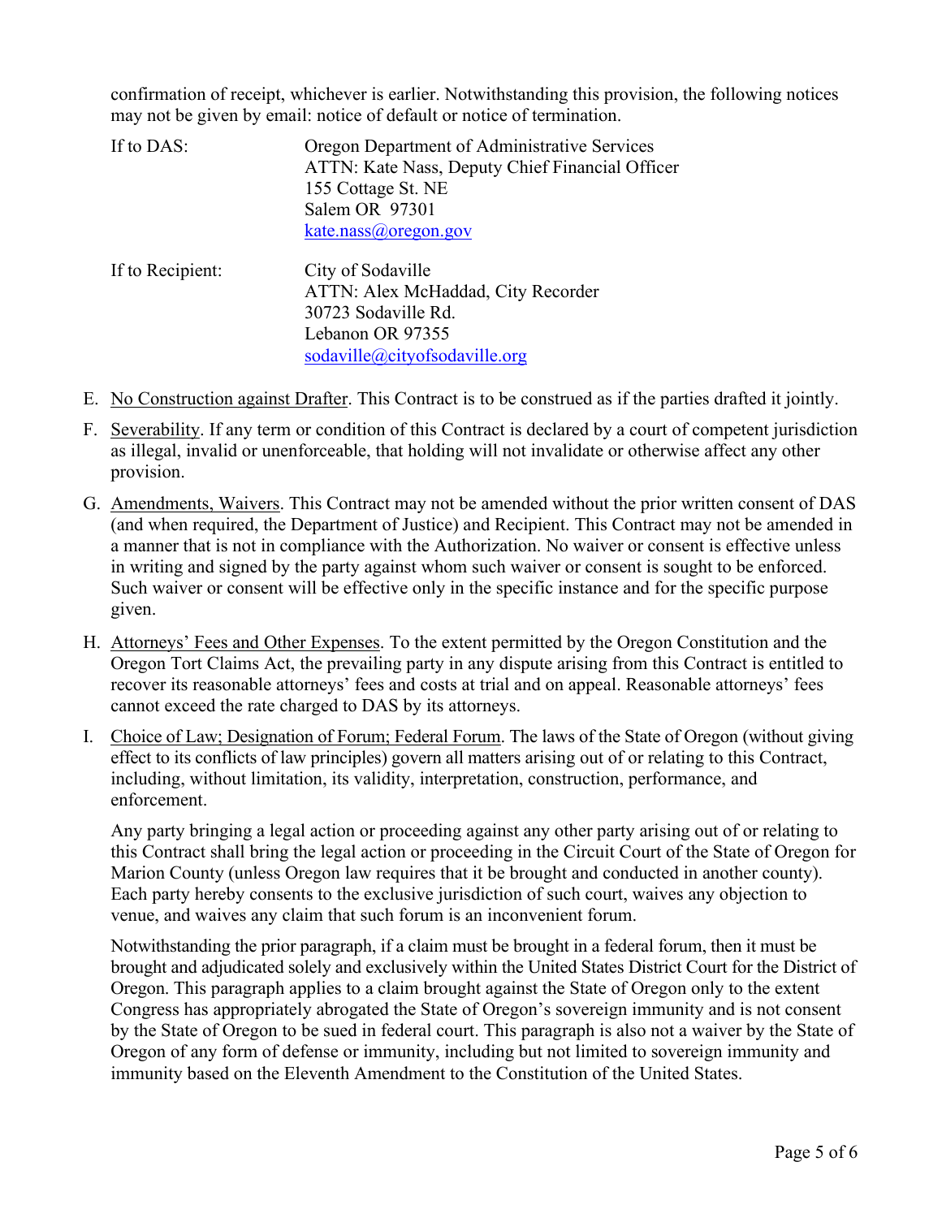confirmation of receipt, whichever is earlier. Notwithstanding this provision, the following notices may not be given by email: notice of default or notice of termination.

| | |
|---|---|
| If to DAS: | Oregon Department of Administrative Services<br>ATTN: Kate Nass, Deputy Chief Financial Officer<br>155 Cottage St. NE<br>Salem OR 97301<br>kate.nass@oregon.gov |
| If to Recipient: | City of Sodaville<br>ATTN: Alex McHaddad, City Recorder<br>30723 Sodaville Rd.<br>Lebanon OR 97355<br>sodaville@cityofsodaville.org |

E. No Construction against Drafter. This Contract is to be construed as if the parties drafted it jointly.

F. Severability. If any term or condition of this Contract is declared by a court of competent jurisdiction as illegal, invalid or unenforceable, that holding will not invalidate or otherwise affect any other provision.

G. Amendments, Waivers. This Contract may not be amended without the prior written consent of DAS (and when required, the Department of Justice) and Recipient. This Contract may not be amended in a manner that is not in compliance with the Authorization. No waiver or consent is effective unless in writing and signed by the party against whom such waiver or consent is sought to be enforced. Such waiver or consent will be effective only in the specific instance and for the specific purpose given.

H. Attorneys' Fees and Other Expenses. To the extent permitted by the Oregon Constitution and the Oregon Tort Claims Act, the prevailing party in any dispute arising from this Contract is entitled to recover its reasonable attorneys' fees and costs at trial and on appeal. Reasonable attorneys' fees cannot exceed the rate charged to DAS by its attorneys.

I. Choice of Law; Designation of Forum; Federal Forum. The laws of the State of Oregon (without giving effect to its conflicts of law principles) govern all matters arising out of or relating to this Contract, including, without limitation, its validity, interpretation, construction, performance, and enforcement.

   Any party bringing a legal action or proceeding against any other party arising out of or relating to this Contract shall bring the legal action or proceeding in the Circuit Court of the State of Oregon for Marion County (unless Oregon law requires that it be brought and conducted in another county). Each party hereby consents to the exclusive jurisdiction of such court, waives any objection to venue, and waives any claim that such forum is an inconvenient forum.

   Notwithstanding the prior paragraph, if a claim must be brought in a federal forum, then it must be brought and adjudicated solely and exclusively within the United States District Court for the District of Oregon. This paragraph applies to a claim brought against the State of Oregon only to the extent Congress has appropriately abrogated the State of Oregon's sovereign immunity and is not consent by the State of Oregon to be sued in federal court. This paragraph is also not a waiver by the State of Oregon of any form of defense or immunity, including but not limited to sovereign immunity and immunity based on the Eleventh Amendment to the Constitution of the United States.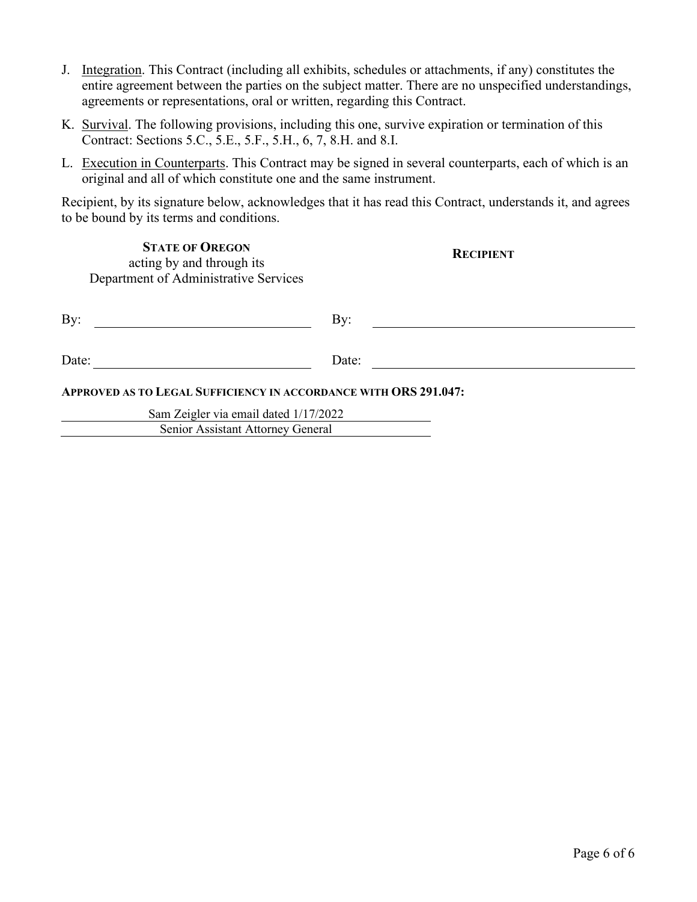J. Integration. This Contract (including all exhibits, schedules or attachments, if any) constitutes the entire agreement between the parties on the subject matter. There are no unspecified understandings, agreements or representations, oral or written, regarding this Contract.

K. Survival. The following provisions, including this one, survive expiration or termination of this Contract: Sections 5.C., 5.E., 5.F., 5.H., 6, 7, 8.H. and 8.I.

L. Execution in Counterparts. This Contract may be signed in several counterparts, each of which is an original and all of which constitute one and the same instrument.

Recipient, by its signature below, acknowledges that it has read this Contract, understands it, and agrees to be bound by its terms and conditions.

| **STATE OF OREGON** acting by and through its Department of Administrative Services | **RECIPIENT** |
|---|---|
| By: ______________________________ | By: ______________________________ |
| Date: ______________________________ | Date: ______________________________ |

**APPROVED AS TO LEGAL SUFFICIENCY IN ACCORDANCE WITH ORS 291.047:**

Sam Zeigler via email dated 1/17/2022

Senior Assistant Attorney General